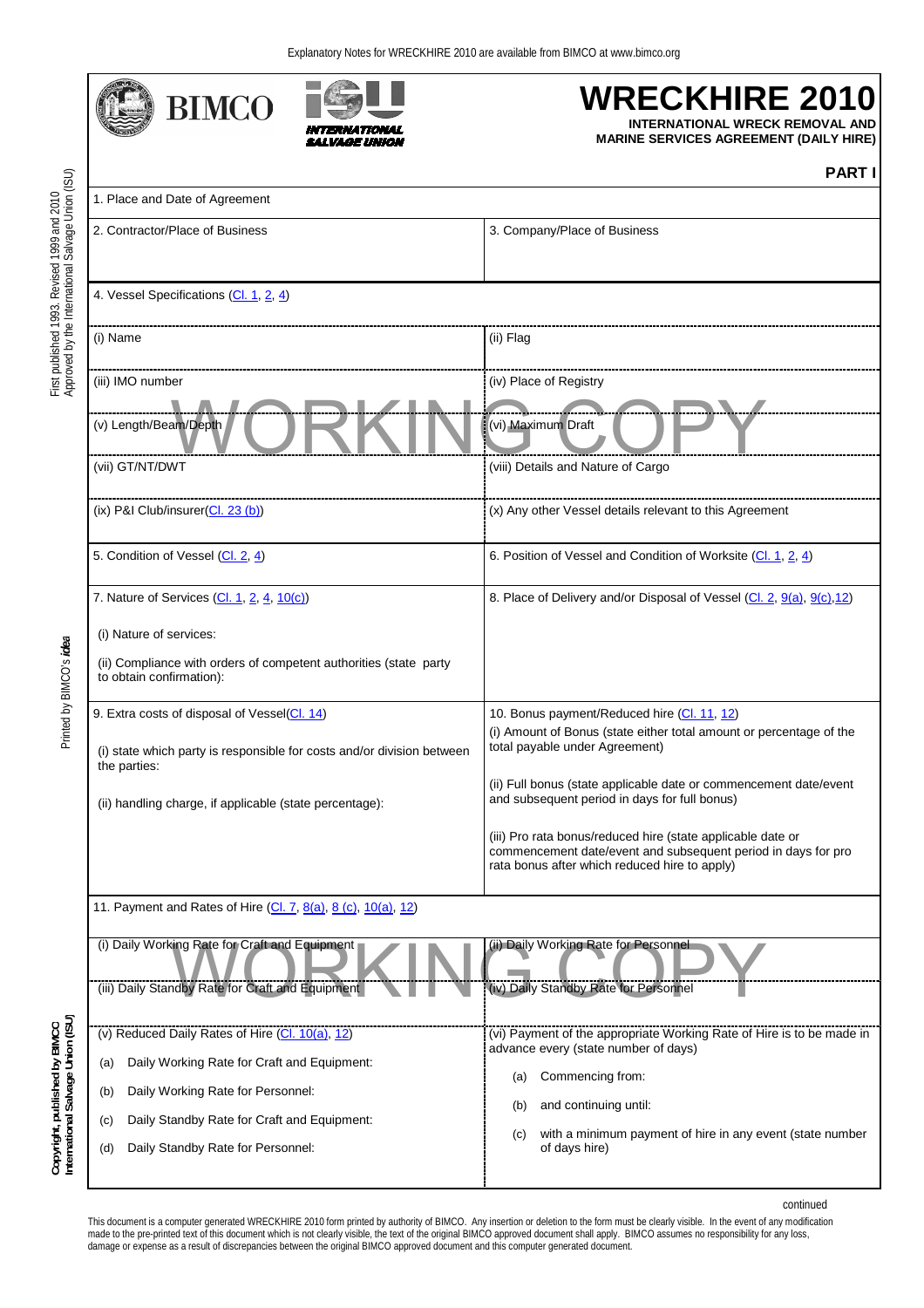Explanatory Notes for WRECKHIRE 2010 are available from BIMCO at www.bimco.org

BIMCO | INTERNATIONAL SALVAGE UNION

# WRECKHIRE 2010

**INTERNATIONAL WRECK REMOVAL AND MARINE SERVICES AGREEMENT (DAILY HIRE)**

## PART I

| | |
|---|---|
| 1. Place and Date of Agreement | |
| 2. Contractor/Place of Business | 3. Company/Place of Business |
| 4. Vessel Specifications (Cl. 1, 2, 4) | |
| (i) Name | (ii) Flag |
| (iii) IMO number | (iv) Place of Registry |
| (v) Length/Beam/Depth | (vi) Maximum Draft |
| (vii) GT/NT/DWT | (viii) Details and Nature of Cargo |
| (ix) P&I Club/insurer(Cl. 23 (b)) | (x) Any other Vessel details relevant to this Agreement |
| 5. Condition of Vessel (Cl. 2, 4) | 6. Position of Vessel and Condition of Worksite (Cl. 1, 2, 4) |
| 7. Nature of Services (Cl. 1, 2, 4, 10(c))<br><br>(i) Nature of services:<br><br>(ii) Compliance with orders of competent authorities (state party to obtain confirmation): | 8. Place of Delivery and/or Disposal of Vessel (Cl. 2, 9(a), 9(c),12) |
| 9. Extra costs of disposal of Vessel(Cl. 14)<br><br>(i) state which party is responsible for costs and/or division between the parties:<br><br>(ii) handling charge, if applicable (state percentage): | 10. Bonus payment/Reduced hire (Cl. 11, 12)<br>(i) Amount of Bonus (state either total amount or percentage of the total payable under Agreement)<br><br>(ii) Full bonus (state applicable date or commencement date/event and subsequent period in days for full bonus)<br><br>(iii) Pro rata bonus/reduced hire (state applicable date or commencement date/event and subsequent period in days for pro rata bonus after which reduced hire to apply) |
| 11. Payment and Rates of Hire (Cl. 7, 8(a), 8 (c), 10(a), 12) | |
| (i) Daily Working Rate for Craft and Equipment | (ii) Daily Working Rate for Personnel |
| (iii) Daily Standby Rate for Craft and Equipment | (iv) Daily Standby Rate for Personnel |
| (v) Reduced Daily Rates of Hire (Cl. 10(a), 12)<br><br>(a) Daily Working Rate for Craft and Equipment:<br><br>(b) Daily Working Rate for Personnel:<br><br>(c) Daily Standby Rate for Craft and Equipment:<br><br>(d) Daily Standby Rate for Personnel: | (vi) Payment of the appropriate Working Rate of Hire is to be made in advance every (state number of days)<br><br>(a) Commencing from:<br><br>(b) and continuing until:<br><br>(c) with a minimum payment of hire in any event (state number of days hire) |

continued

This document is a computer generated WRECKHIRE 2010 form printed by authority of BIMCO. Any insertion or deletion to the form must be clearly visible. In the event of any modification made to the pre-printed text of this document which is not clearly visible, the text of the original BIMCO approved document shall apply. BIMCO assumes no responsibility for any loss, damage or expense as a result of discrepancies between the original BIMCO approved document and this computer generated document.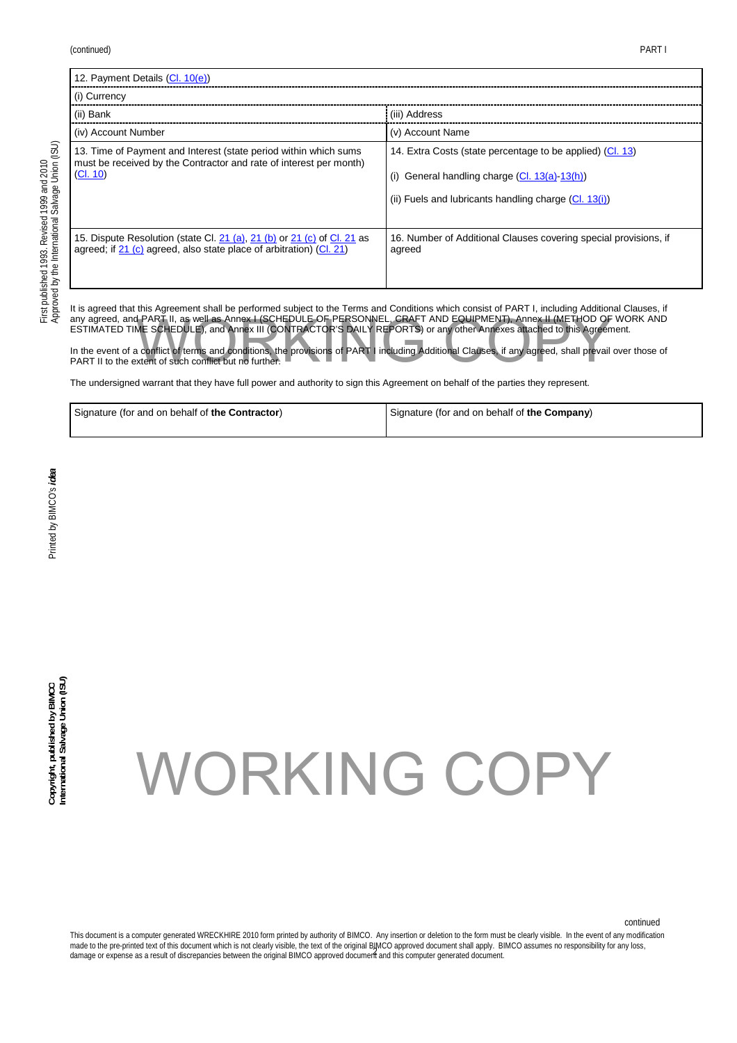(continued)

PART I

| 12. Payment Details (Cl. 10(e)) | |
|---|---|
| (i) Currency | |
| (ii) Bank | (iii) Address |
| (iv) Account Number | (v) Account Name |
| 13. Time of Payment and Interest (state period within which sums must be received by the Contractor and rate of interest per month) (Cl. 10) | 14. Extra Costs (state percentage to be applied) (Cl. 13)<br><br>(i) General handling charge (Cl. 13(a)-13(h))<br><br>(ii) Fuels and lubricants handling charge (Cl. 13(i)) |
| 15. Dispute Resolution (state Cl. 21 (a), 21 (b) or 21 (c) of Cl. 21 as agreed; if 21 (c) agreed, also state place of arbitration) (Cl. 21) | 16. Number of Additional Clauses covering special provisions, if agreed |

It is agreed that this Agreement shall be performed subject to the Terms and Conditions which consist of PART I, including Additional Clauses, if any agreed, and PART II, as well as Annex I (SCHEDULE OF PERSONNEL, CRAFT AND EQUIPMENT), Annex II (METHOD OF WORK AND ESTIMATED TIME SCHEDULE), and Annex III (CONTRACTOR'S DAILY REPORTS) or any other Annexes attached to this Agreement.

In the event of a conflict of terms and conditions, the provisions of PART I including Additional Clauses, if any agreed, shall prevail over those of PART II to the extent of such conflict but no further.

The undersigned warrant that they have full power and authority to sign this Agreement on behalf of the parties they represent.

| Signature (for and on behalf of **the Contractor**) | Signature (for and on behalf of **the Company**) |
|---|---|
| | |

WORKING COPY

continued

This document is a computer generated WRECKHIRE 2010 form printed by authority of BIMCO. Any insertion or deletion to the form must be clearly visible. In the event of any modification made to the pre-printed text of this document which is not clearly visible, the text of the original BIMCO approved document shall apply. BIMCO assumes no responsibility for any loss, damage or expense as a result of discrepancies between the original BIMCO approved document and this computer generated document.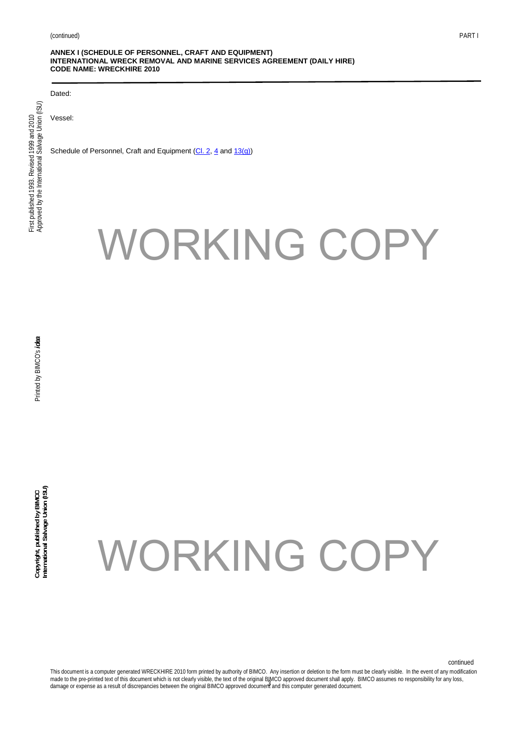**ANNEX I (SCHEDULE OF PERSONNEL, CRAFT AND EQUIPMENT)**
**INTERNATIONAL WRECK REMOVAL AND MARINE SERVICES AGREEMENT (DAILY HIRE)**
**CODE NAME: WRECKHIRE 2010**

Dated:

Vessel:

Schedule of Personnel, Craft and Equipment (Cl. 2, 4 and 13(g))

WORKING COPY

WORKING COPY

continued

This document is a computer generated WRECKHIRE 2010 form printed by authority of BIMCO. Any insertion or deletion to the form must be clearly visible. In the event of any modification made to the pre-printed text of this document which is not clearly visible, the text of the original BIMCO approved document shall apply. BIMCO assumes no responsibility for any loss, damage or expense as a result of discrepancies between the original BIMCO approved document and this computer generated document.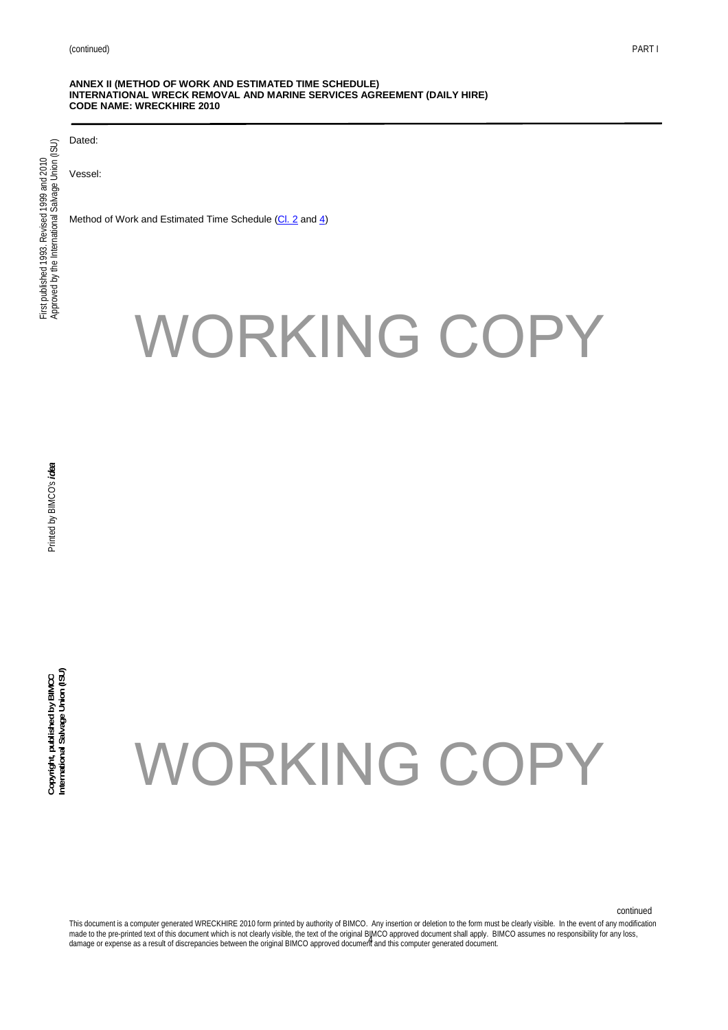**ANNEX II (METHOD OF WORK AND ESTIMATED TIME SCHEDULE)**
**INTERNATIONAL WRECK REMOVAL AND MARINE SERVICES AGREEMENT (DAILY HIRE)**
**CODE NAME: WRECKHIRE 2010**

Dated:

Vessel:

Method of Work and Estimated Time Schedule (Cl. 2 and 4)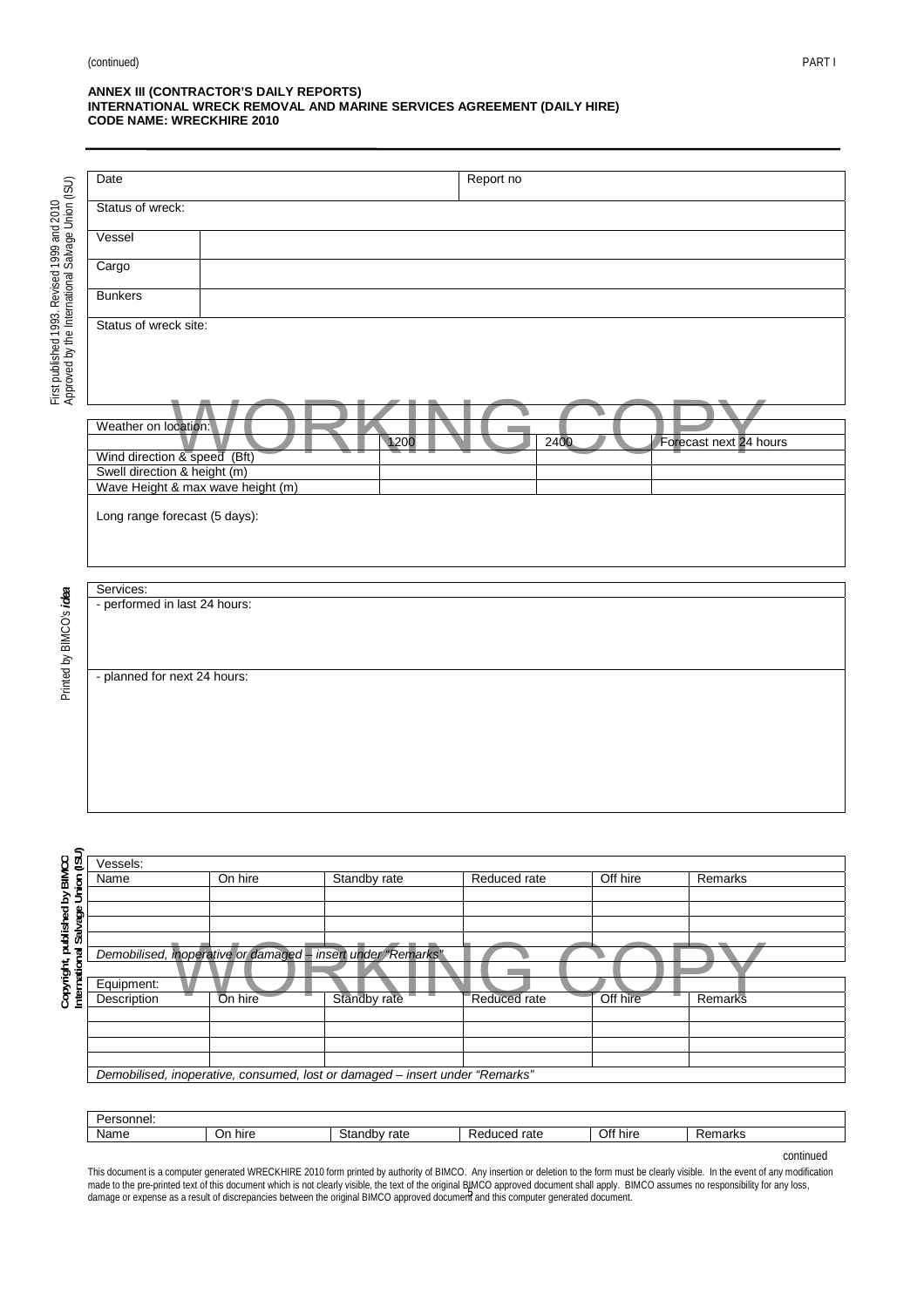(continued)

PART I

**ANNEX III (CONTRACTOR'S DAILY REPORTS)**
**INTERNATIONAL WRECK REMOVAL AND MARINE SERVICES AGREEMENT (DAILY HIRE)**
**CODE NAME: WRECKHIRE 2010**

---

| Date | | Report no |
|---|---|---|

Status of wreck:

| Vessel | |
|---|---|
| Cargo | |
| Bunkers | |

Status of wreck site:

WORKING COPY

| Weather on location: | 1200 | 2400 | Forecast next 24 hours |
|---|---|---|---|
| Wind direction & speed (Bft) | | | |
| Swell direction & height (m) | | | |
| Wave Height & max wave height (m) | | | |

Long range forecast (5 days):

Services:

- performed in last 24 hours:

- planned for next 24 hours:

Vessels:

| Name | On hire | Standby rate | Reduced rate | Off hire | Remarks |
|---|---|---|---|---|---|
| | | | | | |
| | | | | | |
| | | | | | |
| | | | | | |

*Demobilised, inoperative or damaged – insert under "Remarks"*

WORKING COPY

Equipment:

| Description | On hire | Standby rate | Reduced rate | Off hire | Remarks |
|---|---|---|---|---|---|
| | | | | | |
| | | | | | |
| | | | | | |
| | | | | | |

*Demobilised, inoperative, consumed, lost or damaged – insert under "Remarks"*

Personnel:

| Name | On hire | Standby rate | Reduced rate | Off hire | Remarks |
|---|---|---|---|---|---|

continued

First published 1993. Revised 1999 and 2010
Approved by the International Salvage Union (ISU)

Printed by BIMCO's *idea*

**Copyright, published by BIMCO**
**International Salvage Union (ISU)**

This document is a computer generated WRECKHIRE 2010 form printed by authority of BIMCO. Any insertion or deletion to the form must be clearly visible. In the event of any modification made to the pre-printed text of this document which is not clearly visible, the text of the original BIMCO approved document shall apply. BIMCO assumes no responsibility for any loss, damage or expense as a result of discrepancies between the original BIMCO approved document and this computer generated document.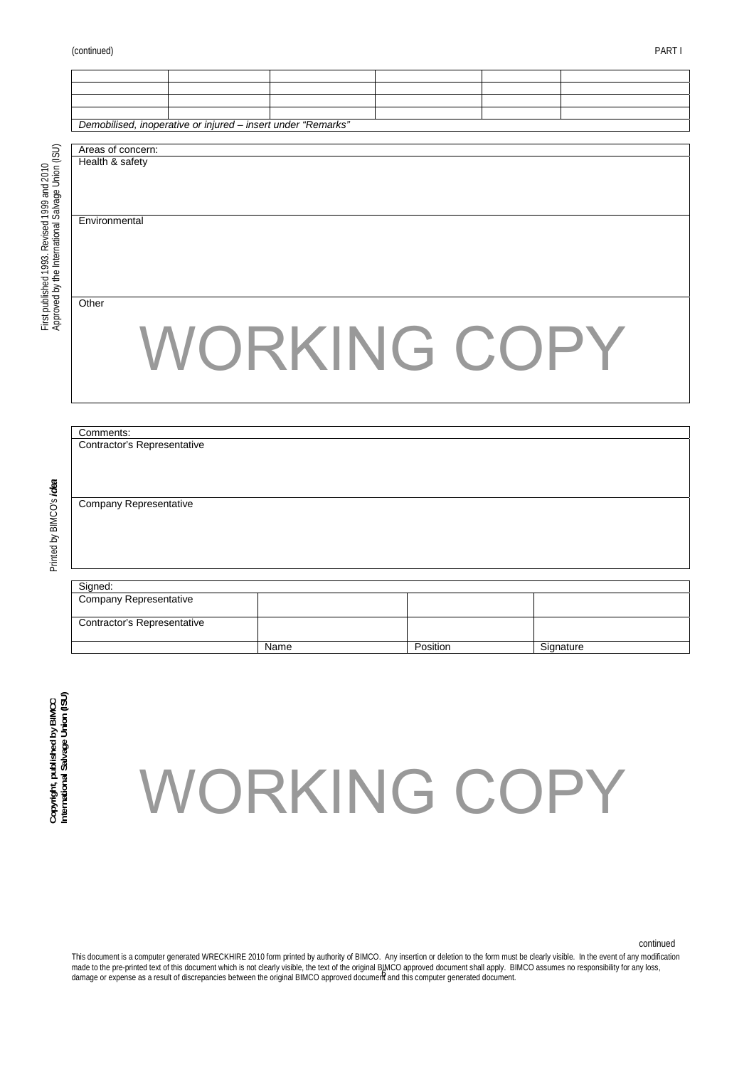(continued) PART I

| | | | | | |
|---|---|---|---|---|---|
| | | | | | |
| | | | | | |
| | | | | | |
| | | | | | |
| *Demobilised, inoperative or injured – insert under "Remarks"* | | | | | |

| Areas of concern: |
|---|
| Health & safety |
| Environmental |
| Other |

WORKING COPY

| Comments: |
|---|
| Contractor's Representative |
| Company Representative |

| Signed: | | | |
|---|---|---|---|
| Company Representative | | | |
| Contractor's Representative | | | |
| | Name | Position | Signature |

WORKING COPY

First published 1993. Revised 1999 and 2010
Approved by the International Salvage Union (ISU)

Printed by BIMCO's *idea*

**Copyright, published by BIMCO
International Salvage Union (ISU)**

continued

This document is a computer generated WRECKHIRE 2010 form printed by authority of BIMCO. Any insertion or deletion to the form must be clearly visible. In the event of any modification made to the pre-printed text of this document which is not clearly visible, the text of the original BIMCO approved document shall apply. BIMCO assumes no responsibility for any loss, damage or expense as a result of discrepancies between the original BIMCO approved document and this computer generated document.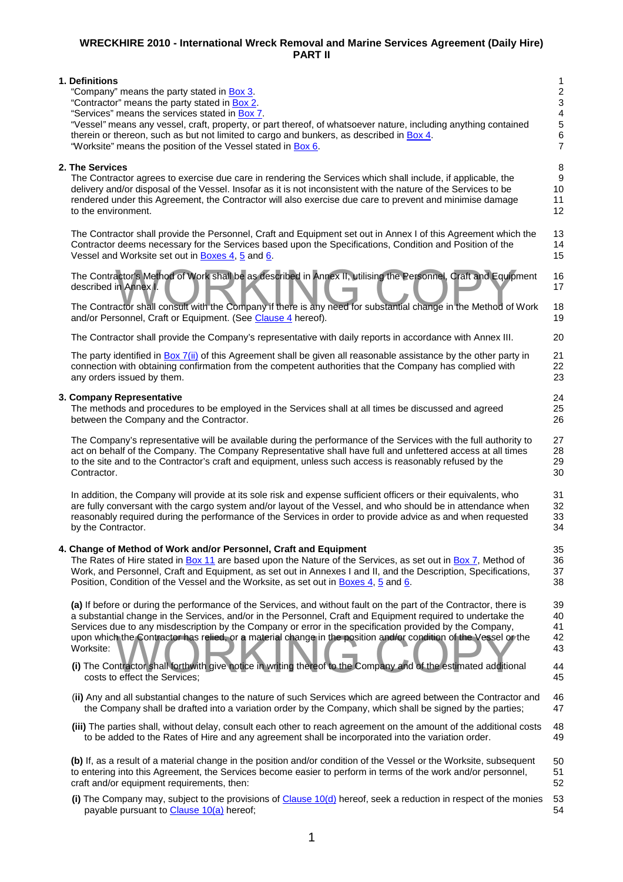**WRECKHIRE 2010 - International Wreck Removal and Marine Services Agreement (Daily Hire)**
**PART II**

## 1. Definitions

"Company" means the party stated in Box 3.
"Contractor" means the party stated in Box 2.
"Services" means the services stated in Box 7.
"Vessel" means any vessel, craft, property, or part thereof, of whatsoever nature, including anything contained therein or thereon, such as but not limited to cargo and bunkers, as described in Box 4.
"Worksite" means the position of the Vessel stated in Box 6.

## 2. The Services

The Contractor agrees to exercise due care in rendering the Services which shall include, if applicable, the delivery and/or disposal of the Vessel. Insofar as it is not inconsistent with the nature of the Services to be rendered under this Agreement, the Contractor will also exercise due care to prevent and minimise damage to the environment.

The Contractor shall provide the Personnel, Craft and Equipment set out in Annex I of this Agreement which the Contractor deems necessary for the Services based upon the Specifications, Condition and Position of the Vessel and Worksite set out in Boxes 4, 5 and 6.

The Contractor's Method of Work shall be as described in Annex II, utilising the Personnel, Craft and Equipment described in Annex I.

The Contractor shall consult with the Company if there is any need for substantial change in the Method of Work and/or Personnel, Craft or Equipment. (See Clause 4 hereof).

The Contractor shall provide the Company's representative with daily reports in accordance with Annex III.

The party identified in Box 7(ii) of this Agreement shall be given all reasonable assistance by the other party in connection with obtaining confirmation from the competent authorities that the Company has complied with any orders issued by them.

## 3. Company Representative

The methods and procedures to be employed in the Services shall at all times be discussed and agreed between the Company and the Contractor.

The Company's representative will be available during the performance of the Services with the full authority to act on behalf of the Company. The Company Representative shall have full and unfettered access at all times to the site and to the Contractor's craft and equipment, unless such access is reasonably refused by the Contractor.

In addition, the Company will provide at its sole risk and expense sufficient officers or their equivalents, who are fully conversant with the cargo system and/or layout of the Vessel, and who should be in attendance when reasonably required during the performance of the Services in order to provide advice as and when requested by the Contractor.

## 4. Change of Method of Work and/or Personnel, Craft and Equipment

The Rates of Hire stated in Box 11 are based upon the Nature of the Services, as set out in Box 7, Method of Work, and Personnel, Craft and Equipment, as set out in Annexes I and II, and the Description, Specifications, Position, Condition of the Vessel and the Worksite, as set out in Boxes 4, 5 and 6.

**(a)** If before or during the performance of the Services, and without fault on the part of the Contractor, there is a substantial change in the Services, and/or in the Personnel, Craft and Equipment required to undertake the Services due to any misdescription by the Company or error in the specification provided by the Company, upon which the Contractor has relied, or a material change in the position and/or condition of the Vessel or the Worksite:

**(i)** The Contractor shall forthwith give notice in writing thereof to the Company and of the estimated additional costs to effect the Services;

**(ii)** Any and all substantial changes to the nature of such Services which are agreed between the Contractor and the Company shall be drafted into a variation order by the Company, which shall be signed by the parties;

**(iii)** The parties shall, without delay, consult each other to reach agreement on the amount of the additional costs to be added to the Rates of Hire and any agreement shall be incorporated into the variation order.

**(b)** If, as a result of a material change in the position and/or condition of the Vessel or the Worksite, subsequent to entering into this Agreement, the Services become easier to perform in terms of the work and/or personnel, craft and/or equipment requirements, then:

**(i)** The Company may, subject to the provisions of Clause 10(d) hereof, seek a reduction in respect of the monies payable pursuant to Clause 10(a) hereof;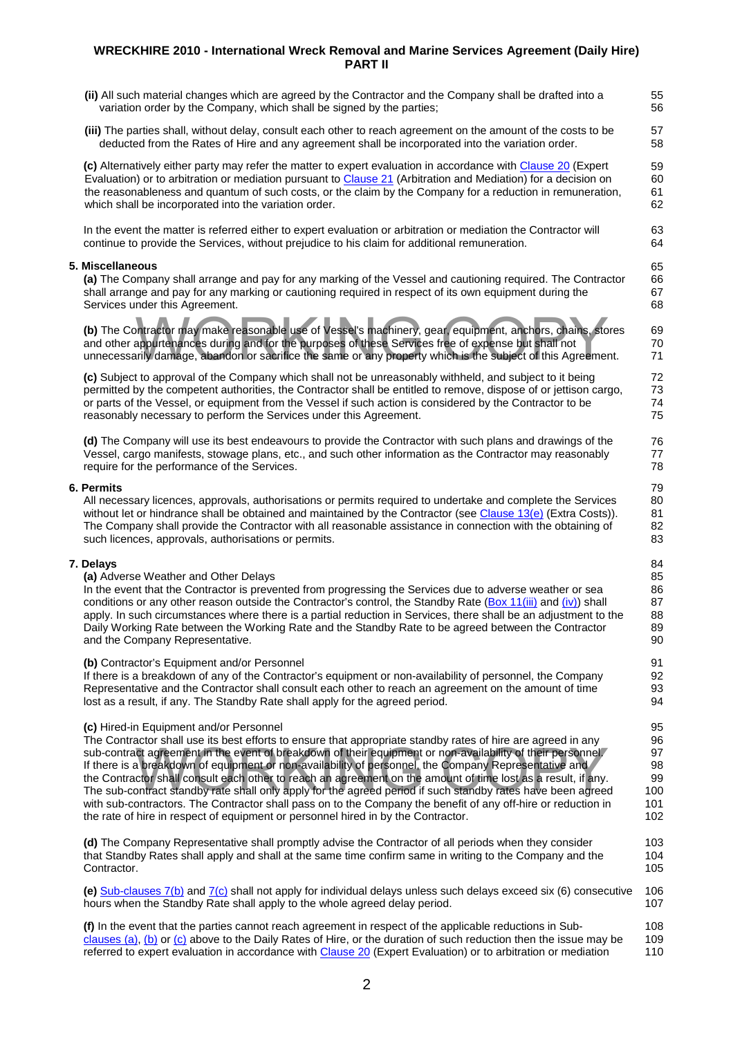**(ii)** All such material changes which are agreed by the Contractor and the Company shall be drafted into a variation order by the Company, which shall be signed by the parties;

**(iii)** The parties shall, without delay, consult each other to reach agreement on the amount of the costs to be deducted from the Rates of Hire and any agreement shall be incorporated into the variation order.

**(c)** Alternatively either party may refer the matter to expert evaluation in accordance with Clause 20 (Expert Evaluation) or to arbitration or mediation pursuant to Clause 21 (Arbitration and Mediation) for a decision on the reasonableness and quantum of such costs, or the claim by the Company for a reduction in remuneration, which shall be incorporated into the variation order.

In the event the matter is referred either to expert evaluation or arbitration or mediation the Contractor will continue to provide the Services, without prejudice to his claim for additional remuneration.

**5. Miscellaneous**

**(a)** The Company shall arrange and pay for any marking of the Vessel and cautioning required. The Contractor shall arrange and pay for any marking or cautioning required in respect of its own equipment during the Services under this Agreement.

**(b)** The Contractor may make reasonable use of Vessel's machinery, gear, equipment, anchors, chains, stores and other appurtenances during and for the purposes of these Services free of expense but shall not unnecessarily damage, abandon or sacrifice the same or any property which is the subject of this Agreement.

**(c)** Subject to approval of the Company which shall not be unreasonably withheld, and subject to it being permitted by the competent authorities, the Contractor shall be entitled to remove, dispose of or jettison cargo, or parts of the Vessel, or equipment from the Vessel if such action is considered by the Contractor to be reasonably necessary to perform the Services under this Agreement.

**(d)** The Company will use its best endeavours to provide the Contractor with such plans and drawings of the Vessel, cargo manifests, stowage plans, etc., and such other information as the Contractor may reasonably require for the performance of the Services.

**6. Permits**

All necessary licences, approvals, authorisations or permits required to undertake and complete the Services without let or hindrance shall be obtained and maintained by the Contractor (see Clause 13(e) (Extra Costs)). The Company shall provide the Contractor with all reasonable assistance in connection with the obtaining of such licences, approvals, authorisations or permits.

**7. Delays**

**(a)** Adverse Weather and Other Delays

In the event that the Contractor is prevented from progressing the Services due to adverse weather or sea conditions or any other reason outside the Contractor's control, the Standby Rate (Box 11(iii) and (iv)) shall apply. In such circumstances where there is a partial reduction in Services, there shall be an adjustment to the Daily Working Rate between the Working Rate and the Standby Rate to be agreed between the Contractor and the Company Representative.

**(b)** Contractor's Equipment and/or Personnel

If there is a breakdown of any of the Contractor's equipment or non-availability of personnel, the Company Representative and the Contractor shall consult each other to reach an agreement on the amount of time lost as a result, if any. The Standby Rate shall apply for the agreed period.

**(c)** Hired-in Equipment and/or Personnel

The Contractor shall use its best efforts to ensure that appropriate standby rates of hire are agreed in any sub-contract agreement in the event of breakdown of their equipment or non-availability of their personnel. If there is a breakdown of equipment or non-availability of personnel, the Company Representative and the Contractor shall consult each other to reach an agreement on the amount of time lost as a result, if any. The sub-contract standby rate shall only apply for the agreed period if such standby rates have been agreed with sub-contractors. The Contractor shall pass on to the Company the benefit of any off-hire or reduction in the rate of hire in respect of equipment or personnel hired in by the Contractor.

**(d)** The Company Representative shall promptly advise the Contractor of all periods when they consider that Standby Rates shall apply and shall at the same time confirm same in writing to the Company and the Contractor.

**(e)** Sub-clauses 7(b) and 7(c) shall not apply for individual delays unless such delays exceed six (6) consecutive hours when the Standby Rate shall apply to the whole agreed delay period.

**(f)** In the event that the parties cannot reach agreement in respect of the applicable reductions in Sub-clauses (a), (b) or (c) above to the Daily Rates of Hire, or the duration of such reduction then the issue may be referred to expert evaluation in accordance with Clause 20 (Expert Evaluation) or to arbitration or mediation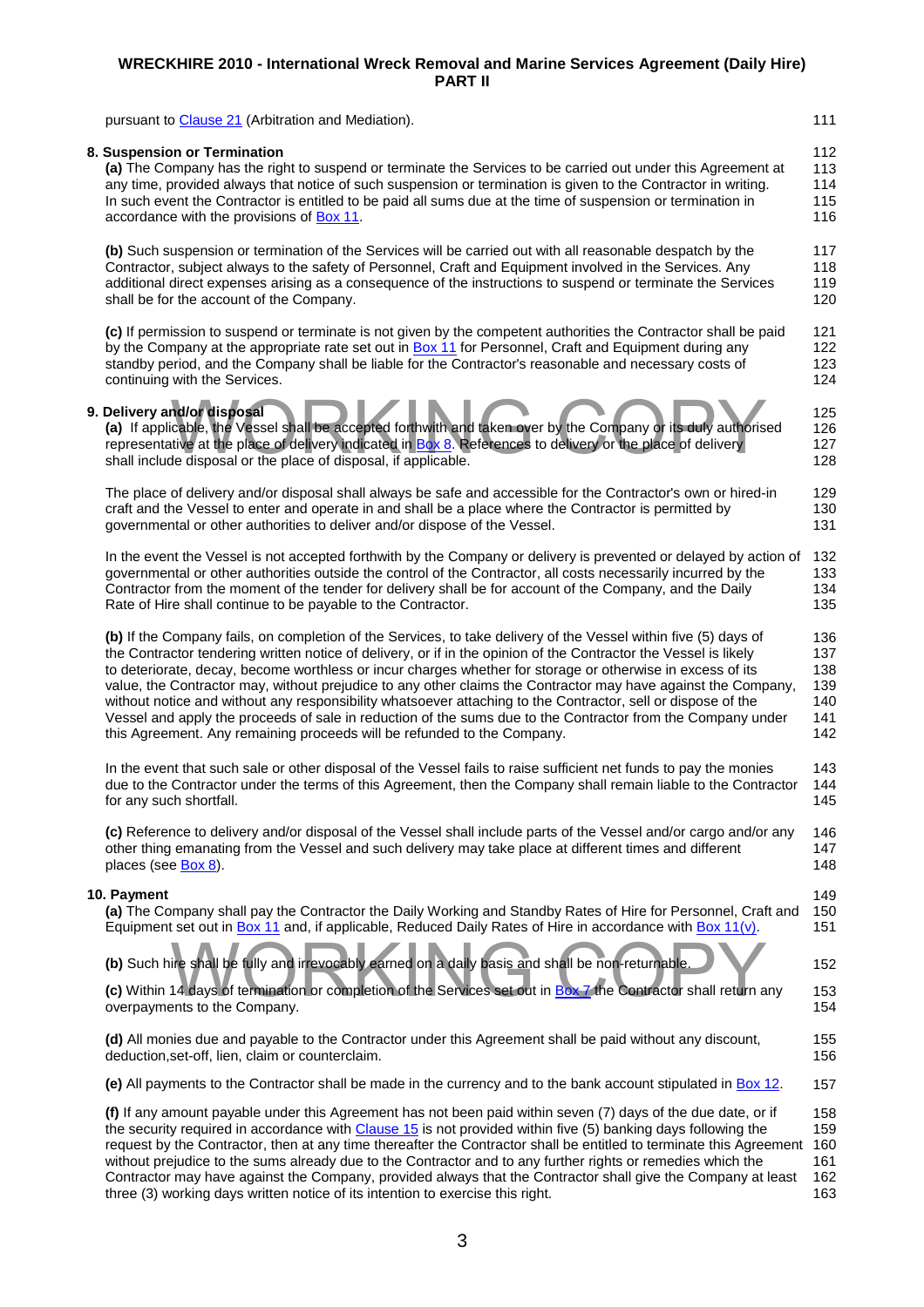pursuant to Clause 21 (Arbitration and Mediation).

**8. Suspension or Termination**

**(a)** The Company has the right to suspend or terminate the Services to be carried out under this Agreement at any time, provided always that notice of such suspension or termination is given to the Contractor in writing. In such event the Contractor is entitled to be paid all sums due at the time of suspension or termination in accordance with the provisions of Box 11.

**(b)** Such suspension or termination of the Services will be carried out with all reasonable despatch by the Contractor, subject always to the safety of Personnel, Craft and Equipment involved in the Services. Any additional direct expenses arising as a consequence of the instructions to suspend or terminate the Services shall be for the account of the Company.

**(c)** If permission to suspend or terminate is not given by the competent authorities the Contractor shall be paid by the Company at the appropriate rate set out in Box 11 for Personnel, Craft and Equipment during any standby period, and the Company shall be liable for the Contractor's reasonable and necessary costs of continuing with the Services.

**9. Delivery and/or disposal**

**(a)** If applicable, the Vessel shall be accepted forthwith and taken over by the Company or its duly authorised representative at the place of delivery indicated in Box 8. References to delivery or the place of delivery shall include disposal or the place of disposal, if applicable.

The place of delivery and/or disposal shall always be safe and accessible for the Contractor's own or hired-in craft and the Vessel to enter and operate in and shall be a place where the Contractor is permitted by governmental or other authorities to deliver and/or dispose of the Vessel.

In the event the Vessel is not accepted forthwith by the Company or delivery is prevented or delayed by action of governmental or other authorities outside the control of the Contractor, all costs necessarily incurred by the Contractor from the moment of the tender for delivery shall be for account of the Company, and the Daily Rate of Hire shall continue to be payable to the Contractor.

**(b)** If the Company fails, on completion of the Services, to take delivery of the Vessel within five (5) days of the Contractor tendering written notice of delivery, or if in the opinion of the Contractor the Vessel is likely to deteriorate, decay, become worthless or incur charges whether for storage or otherwise in excess of its value, the Contractor may, without prejudice to any other claims the Contractor may have against the Company, without notice and without any responsibility whatsoever attaching to the Contractor, sell or dispose of the Vessel and apply the proceeds of sale in reduction of the sums due to the Contractor from the Company under this Agreement. Any remaining proceeds will be refunded to the Company.

In the event that such sale or other disposal of the Vessel fails to raise sufficient net funds to pay the monies due to the Contractor under the terms of this Agreement, then the Company shall remain liable to the Contractor for any such shortfall.

**(c)** Reference to delivery and/or disposal of the Vessel shall include parts of the Vessel and/or cargo and/or any other thing emanating from the Vessel and such delivery may take place at different times and different places (see Box 8).

**10. Payment**

**(a)** The Company shall pay the Contractor the Daily Working and Standby Rates of Hire for Personnel, Craft and Equipment set out in Box 11 and, if applicable, Reduced Daily Rates of Hire in accordance with Box 11(v).

**(b)** Such hire shall be fully and irrevocably earned on a daily basis and shall be non-returnable.

**(c)** Within 14 days of termination or completion of the Services set out in Box 7 the Contractor shall return any overpayments to the Company.

**(d)** All monies due and payable to the Contractor under this Agreement shall be paid without any discount, deduction,set-off, lien, claim or counterclaim.

**(e)** All payments to the Contractor shall be made in the currency and to the bank account stipulated in Box 12.

**(f)** If any amount payable under this Agreement has not been paid within seven (7) days of the due date, or if the security required in accordance with Clause 15 is not provided within five (5) banking days following the request by the Contractor, then at any time thereafter the Contractor shall be entitled to terminate this Agreement without prejudice to the sums already due to the Contractor and to any further rights or remedies which the Contractor may have against the Company, provided always that the Contractor shall give the Company at least three (3) working days written notice of its intention to exercise this right.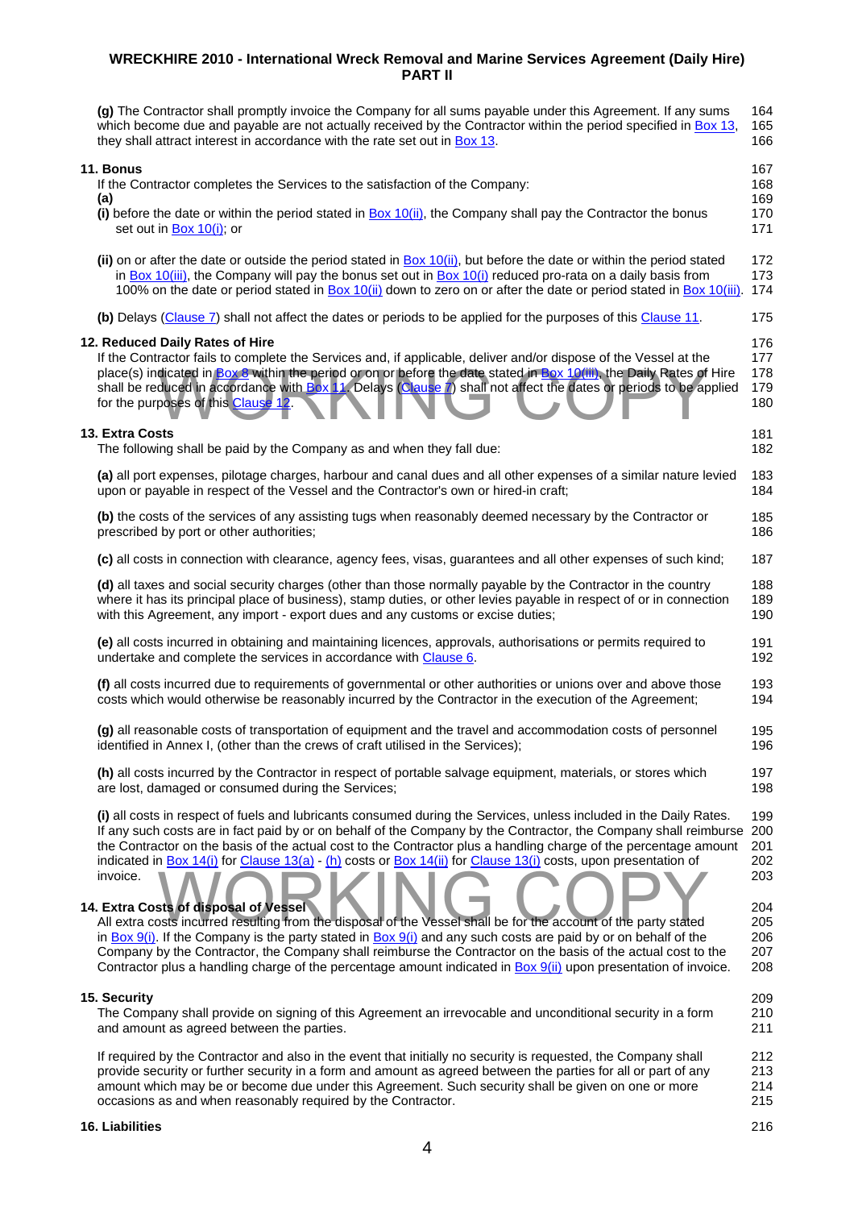**(g)** The Contractor shall promptly invoice the Company for all sums payable under this Agreement. If any sums which become due and payable are not actually received by the Contractor within the period specified in Box 13, they shall attract interest in accordance with the rate set out in Box 13.

**11. Bonus**

If the Contractor completes the Services to the satisfaction of the Company:

**(a)**

**(i)** before the date or within the period stated in Box 10(ii), the Company shall pay the Contractor the bonus set out in Box 10(i); or

**(ii)** on or after the date or outside the period stated in Box 10(ii), but before the date or within the period stated in Box 10(iii), the Company will pay the bonus set out in Box 10(i) reduced pro-rata on a daily basis from 100% on the date or period stated in Box 10(ii) down to zero on or after the date or period stated in Box 10(iii).

**(b)** Delays (Clause 7) shall not affect the dates or periods to be applied for the purposes of this Clause 11.

**12. Reduced Daily Rates of Hire**

If the Contractor fails to complete the Services and, if applicable, deliver and/or dispose of the Vessel at the place(s) indicated in Box 8 within the period or on or before the date stated in Box 10(iii), the Daily Rates of Hire shall be reduced in accordance with Box 11. Delays (Clause 7) shall not affect the dates or periods to be applied for the purposes of this Clause 12.

**13. Extra Costs**

The following shall be paid by the Company as and when they fall due:

**(a)** all port expenses, pilotage charges, harbour and canal dues and all other expenses of a similar nature levied upon or payable in respect of the Vessel and the Contractor's own or hired-in craft;

**(b)** the costs of the services of any assisting tugs when reasonably deemed necessary by the Contractor or prescribed by port or other authorities;

**(c)** all costs in connection with clearance, agency fees, visas, guarantees and all other expenses of such kind;

**(d)** all taxes and social security charges (other than those normally payable by the Contractor in the country where it has its principal place of business), stamp duties, or other levies payable in respect of or in connection with this Agreement, any import - export dues and any customs or excise duties;

**(e)** all costs incurred in obtaining and maintaining licences, approvals, authorisations or permits required to undertake and complete the services in accordance with Clause 6.

**(f)** all costs incurred due to requirements of governmental or other authorities or unions over and above those costs which would otherwise be reasonably incurred by the Contractor in the execution of the Agreement;

**(g)** all reasonable costs of transportation of equipment and the travel and accommodation costs of personnel identified in Annex I, (other than the crews of craft utilised in the Services);

**(h)** all costs incurred by the Contractor in respect of portable salvage equipment, materials, or stores which are lost, damaged or consumed during the Services;

**(i)** all costs in respect of fuels and lubricants consumed during the Services, unless included in the Daily Rates. If any such costs are in fact paid by or on behalf of the Company by the Contractor, the Company shall reimburse the Contractor on the basis of the actual cost to the Contractor plus a handling charge of the percentage amount indicated in Box 14(i) for Clause 13(a) - (h) costs or Box 14(ii) for Clause 13(i) costs, upon presentation of invoice.

**14. Extra Costs of disposal of Vessel**

All extra costs incurred resulting from the disposal of the Vessel shall be for the account of the party stated in Box 9(i). If the Company is the party stated in Box 9(i) and any such costs are paid by or on behalf of the Company by the Contractor, the Company shall reimburse the Contractor on the basis of the actual cost to the Contractor plus a handling charge of the percentage amount indicated in Box 9(ii) upon presentation of invoice.

**15. Security**

The Company shall provide on signing of this Agreement an irrevocable and unconditional security in a form and amount as agreed between the parties.

If required by the Contractor and also in the event that initially no security is requested, the Company shall provide security or further security in a form and amount as agreed between the parties for all or part of any amount which may be or become due under this Agreement. Such security shall be given on one or more occasions as and when reasonably required by the Contractor.

**16. Liabilities**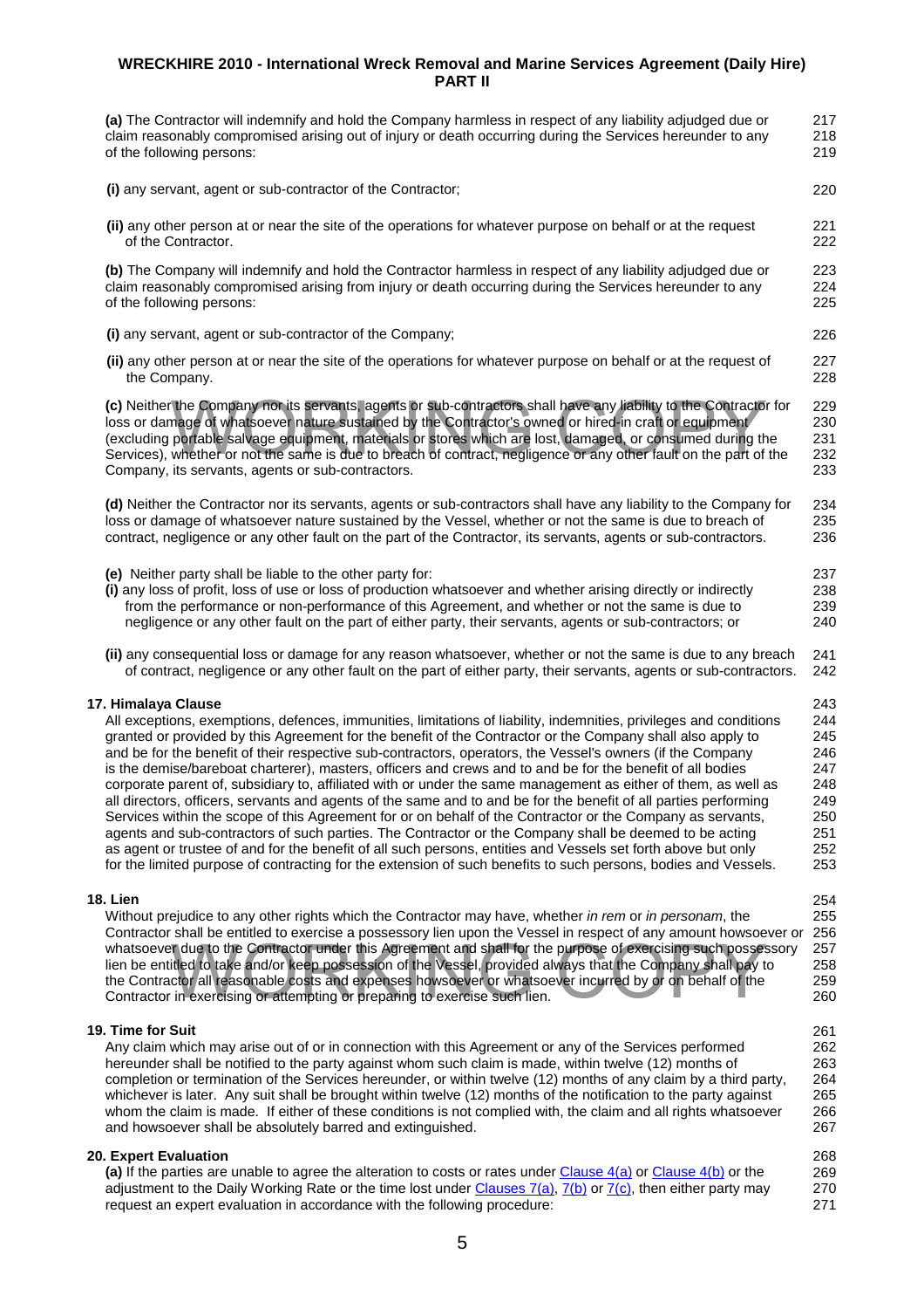**(a)** The Contractor will indemnify and hold the Company harmless in respect of any liability adjudged due or claim reasonably compromised arising out of injury or death occurring during the Services hereunder to any of the following persons:

**(i)** any servant, agent or sub-contractor of the Contractor;

**(ii)** any other person at or near the site of the operations for whatever purpose on behalf or at the request of the Contractor.

**(b)** The Company will indemnify and hold the Contractor harmless in respect of any liability adjudged due or claim reasonably compromised arising from injury or death occurring during the Services hereunder to any of the following persons:

**(i)** any servant, agent or sub-contractor of the Company;

**(ii)** any other person at or near the site of the operations for whatever purpose on behalf or at the request of the Company.

**(c)** Neither the Company nor its servants, agents or sub-contractors shall have any liability to the Contractor for loss or damage of whatsoever nature sustained by the Contractor's owned or hired-in craft or equipment (excluding portable salvage equipment, materials or stores which are lost, damaged, or consumed during the Services), whether or not the same is due to breach of contract, negligence or any other fault on the part of the Company, its servants, agents or sub-contractors.

**(d)** Neither the Contractor nor its servants, agents or sub-contractors shall have any liability to the Company for loss or damage of whatsoever nature sustained by the Vessel, whether or not the same is due to breach of contract, negligence or any other fault on the part of the Contractor, its servants, agents or sub-contractors.

**(e)** Neither party shall be liable to the other party for:

**(i)** any loss of profit, loss of use or loss of production whatsoever and whether arising directly or indirectly from the performance or non-performance of this Agreement, and whether or not the same is due to negligence or any other fault on the part of either party, their servants, agents or sub-contractors; or

**(ii)** any consequential loss or damage for any reason whatsoever, whether or not the same is due to any breach of contract, negligence or any other fault on the part of either party, their servants, agents or sub-contractors.

**17. Himalaya Clause**

All exceptions, exemptions, defences, immunities, limitations of liability, indemnities, privileges and conditions granted or provided by this Agreement for the benefit of the Contractor or the Company shall also apply to and be for the benefit of their respective sub-contractors, operators, the Vessel's owners (if the Company is the demise/bareboat charterer), masters, officers and crews and to and be for the benefit of all bodies corporate parent of, subsidiary to, affiliated with or under the same management as either of them, as well as all directors, officers, servants and agents of the same and to and be for the benefit of all parties performing Services within the scope of this Agreement for or on behalf of the Contractor or the Company as servants, agents and sub-contractors of such parties. The Contractor or the Company shall be deemed to be acting as agent or trustee of and for the benefit of all such persons, entities and Vessels set forth above but only for the limited purpose of contracting for the extension of such benefits to such persons, bodies and Vessels.

**18. Lien**

Without prejudice to any other rights which the Contractor may have, whether *in rem* or *in personam*, the Contractor shall be entitled to exercise a possessory lien upon the Vessel in respect of any amount howsoever or whatsoever due to the Contractor under this Agreement and shall for the purpose of exercising such possessory lien be entitled to take and/or keep possession of the Vessel, provided always that the Company shall pay to the Contractor all reasonable costs and expenses howsoever or whatsoever incurred by or on behalf of the Contractor in exercising or attempting or preparing to exercise such lien.

**19. Time for Suit**

Any claim which may arise out of or in connection with this Agreement or any of the Services performed hereunder shall be notified to the party against whom such claim is made, within twelve (12) months of completion or termination of the Services hereunder, or within twelve (12) months of any claim by a third party, whichever is later. Any suit shall be brought within twelve (12) months of the notification to the party against whom the claim is made. If either of these conditions is not complied with, the claim and all rights whatsoever and howsoever shall be absolutely barred and extinguished.

**20. Expert Evaluation**

**(a)** If the parties are unable to agree the alteration to costs or rates under Clause 4(a) or Clause 4(b) or the adjustment to the Daily Working Rate or the time lost under Clauses 7(a), 7(b) or 7(c), then either party may request an expert evaluation in accordance with the following procedure: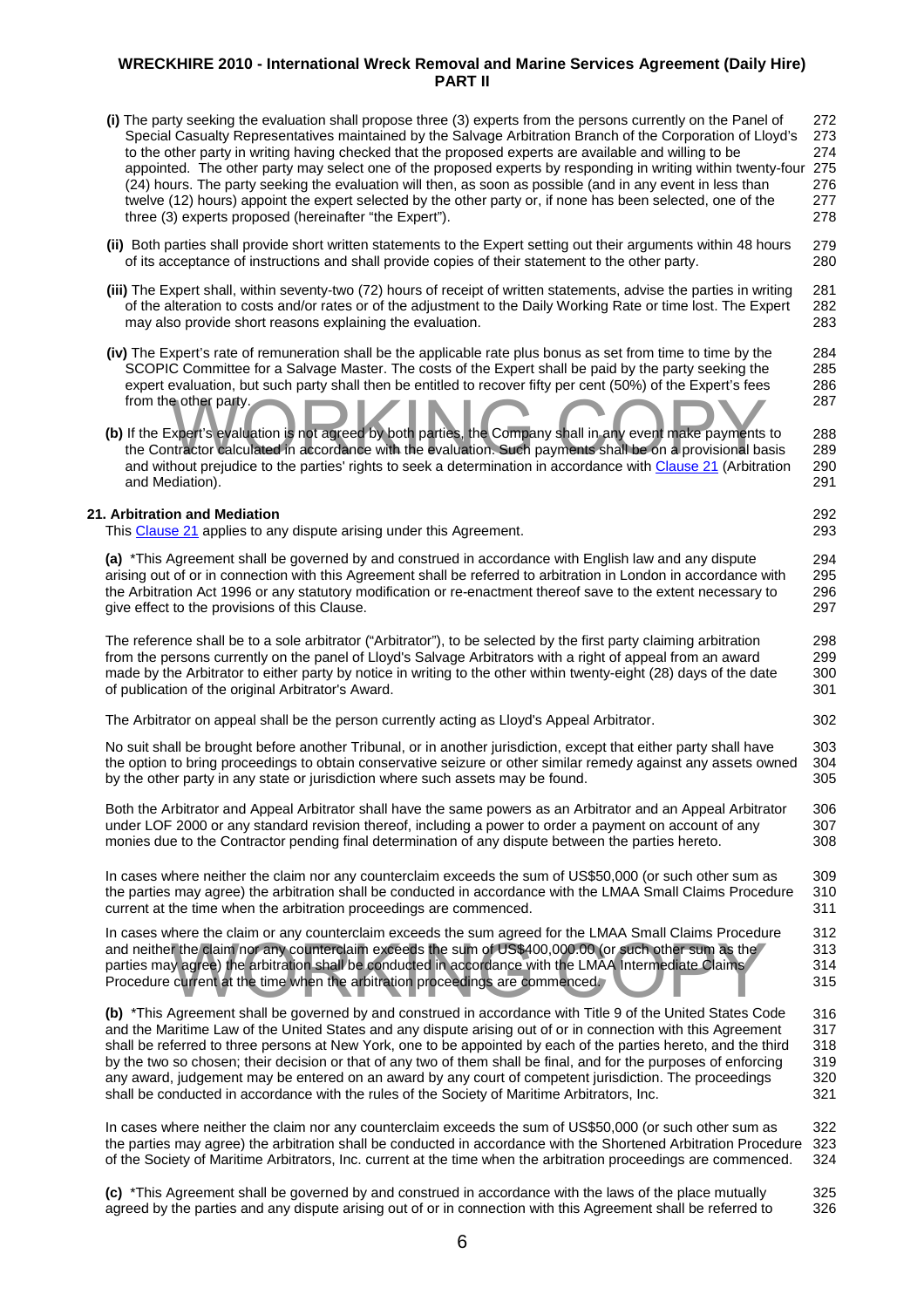(i) The party seeking the evaluation shall propose three (3) experts from the persons currently on the Panel of Special Casualty Representatives maintained by the Salvage Arbitration Branch of the Corporation of Lloyd's to the other party in writing having checked that the proposed experts are available and willing to be appointed. The other party may select one of the proposed experts by responding in writing within twenty-four (24) hours. The party seeking the evaluation will then, as soon as possible (and in any event in less than twelve (12) hours) appoint the expert selected by the other party or, if none has been selected, one of the three (3) experts proposed (hereinafter "the Expert").

(ii) Both parties shall provide short written statements to the Expert setting out their arguments within 48 hours of its acceptance of instructions and shall provide copies of their statement to the other party.

(iii) The Expert shall, within seventy-two (72) hours of receipt of written statements, advise the parties in writing of the alteration to costs and/or rates or of the adjustment to the Daily Working Rate or time lost. The Expert may also provide short reasons explaining the evaluation.

(iv) The Expert's rate of remuneration shall be the applicable rate plus bonus as set from time to time by the SCOPIC Committee for a Salvage Master. The costs of the Expert shall be paid by the party seeking the expert evaluation, but such party shall then be entitled to recover fifty per cent (50%) of the Expert's fees from the other party.

**(b)** If the Expert's evaluation is not agreed by both parties, the Company shall in any event make payments to the Contractor calculated in accordance with the evaluation. Such payments shall be on a provisional basis and without prejudice to the parties' rights to seek a determination in accordance with Clause 21 (Arbitration and Mediation).

**21. Arbitration and Mediation**

This Clause 21 applies to any dispute arising under this Agreement.

**(a)** *This Agreement shall be governed by and construed in accordance with English law and any dispute arising out of or in connection with this Agreement shall be referred to arbitration in London in accordance with the Arbitration Act 1996 or any statutory modification or re-enactment thereof save to the extent necessary to give effect to the provisions of this Clause.

The reference shall be to a sole arbitrator ("Arbitrator"), to be selected by the first party claiming arbitration from the persons currently on the panel of Lloyd's Salvage Arbitrators with a right of appeal from an award made by the Arbitrator to either party by notice in writing to the other within twenty-eight (28) days of the date of publication of the original Arbitrator's Award.

The Arbitrator on appeal shall be the person currently acting as Lloyd's Appeal Arbitrator.

No suit shall be brought before another Tribunal, or in another jurisdiction, except that either party shall have the option to bring proceedings to obtain conservative seizure or other similar remedy against any assets owned by the other party in any state or jurisdiction where such assets may be found.

Both the Arbitrator and Appeal Arbitrator shall have the same powers as an Arbitrator and an Appeal Arbitrator under LOF 2000 or any standard revision thereof, including a power to order a payment on account of any monies due to the Contractor pending final determination of any dispute between the parties hereto.

In cases where neither the claim nor any counterclaim exceeds the sum of US$50,000 (or such other sum as the parties may agree) the arbitration shall be conducted in accordance with the LMAA Small Claims Procedure current at the time when the arbitration proceedings are commenced.

In cases where the claim or any counterclaim exceeds the sum agreed for the LMAA Small Claims Procedure and neither the claim nor any counterclaim exceeds the sum of US$400,000.00 (or such other sum as the parties may agree) the arbitration shall be conducted in accordance with the LMAA Intermediate Claims Procedure current at the time when the arbitration proceedings are commenced.

**(b)** *This Agreement shall be governed by and construed in accordance with Title 9 of the United States Code and the Maritime Law of the United States and any dispute arising out of or in connection with this Agreement shall be referred to three persons at New York, one to be appointed by each of the parties hereto, and the third by the two so chosen; their decision or that of any two of them shall be final, and for the purposes of enforcing any award, judgement may be entered on an award by any court of competent jurisdiction. The proceedings shall be conducted in accordance with the rules of the Society of Maritime Arbitrators, Inc.

In cases where neither the claim nor any counterclaim exceeds the sum of US$50,000 (or such other sum as the parties may agree) the arbitration shall be conducted in accordance with the Shortened Arbitration Procedure of the Society of Maritime Arbitrators, Inc. current at the time when the arbitration proceedings are commenced.

**(c)** *This Agreement shall be governed by and construed in accordance with the laws of the place mutually agreed by the parties and any dispute arising out of or in connection with this Agreement shall be referred to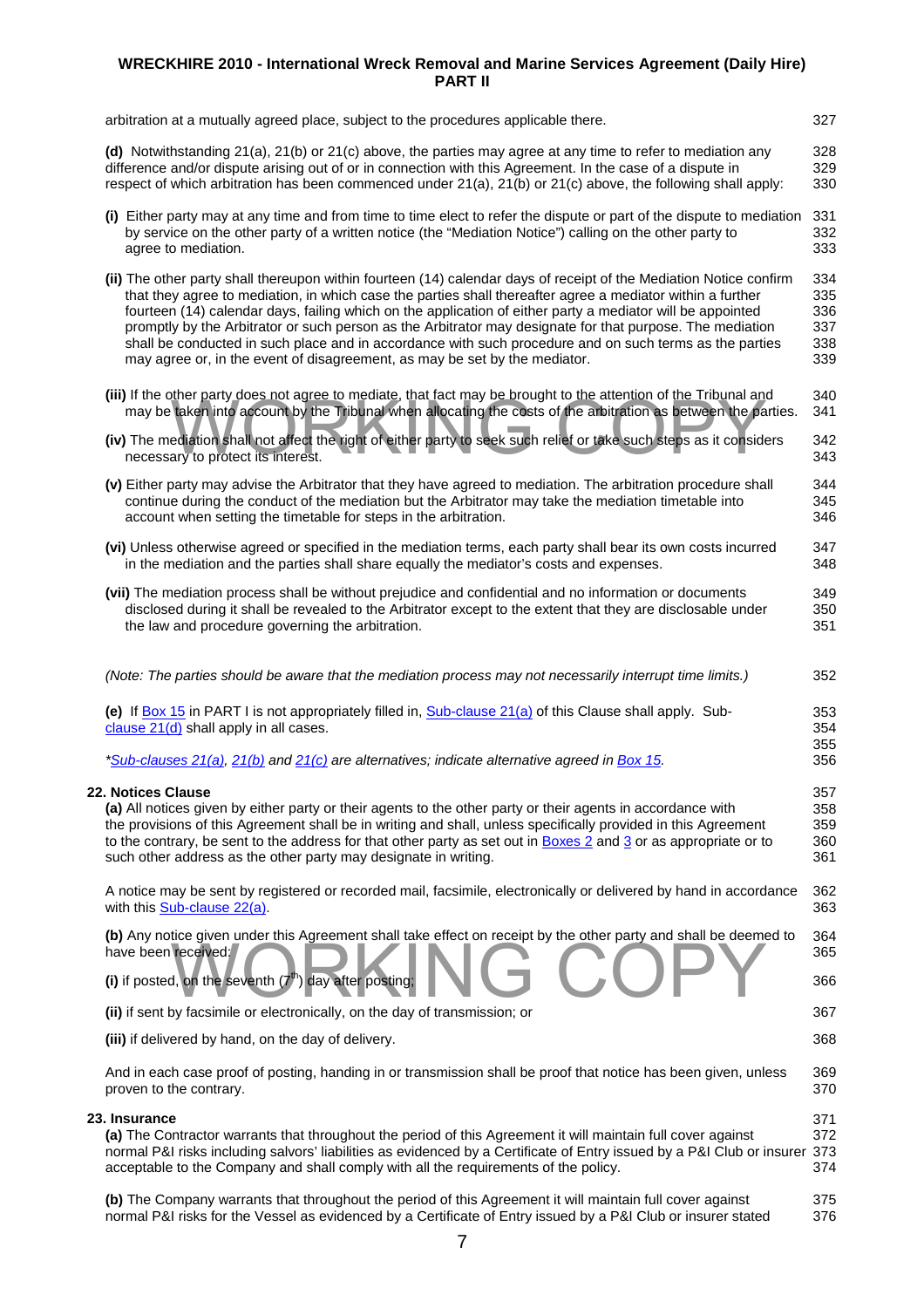arbitration at a mutually agreed place, subject to the procedures applicable there.

**(d)** Notwithstanding 21(a), 21(b) or 21(c) above, the parties may agree at any time to refer to mediation any difference and/or dispute arising out of or in connection with this Agreement. In the case of a dispute in respect of which arbitration has been commenced under 21(a), 21(b) or 21(c) above, the following shall apply:

**(i)** Either party may at any time and from time to time elect to refer the dispute or part of the dispute to mediation by service on the other party of a written notice (the "Mediation Notice") calling on the other party to agree to mediation.

**(ii)** The other party shall thereupon within fourteen (14) calendar days of receipt of the Mediation Notice confirm that they agree to mediation, in which case the parties shall thereafter agree a mediator within a further fourteen (14) calendar days, failing which on the application of either party a mediator will be appointed promptly by the Arbitrator or such person as the Arbitrator may designate for that purpose. The mediation shall be conducted in such place and in accordance with such procedure and on such terms as the parties may agree or, in the event of disagreement, as may be set by the mediator.

**(iii)** If the other party does not agree to mediate, that fact may be brought to the attention of the Tribunal and may be taken into account by the Tribunal when allocating the costs of the arbitration as between the parties.

**(iv)** The mediation shall not affect the right of either party to seek such relief or take such steps as it considers necessary to protect its interest.

**(v)** Either party may advise the Arbitrator that they have agreed to mediation. The arbitration procedure shall continue during the conduct of the mediation but the Arbitrator may take the mediation timetable into account when setting the timetable for steps in the arbitration.

**(vi)** Unless otherwise agreed or specified in the mediation terms, each party shall bear its own costs incurred in the mediation and the parties shall share equally the mediator's costs and expenses.

**(vii)** The mediation process shall be without prejudice and confidential and no information or documents disclosed during it shall be revealed to the Arbitrator except to the extent that they are disclosable under the law and procedure governing the arbitration.

*(Note: The parties should be aware that the mediation process may not necessarily interrupt time limits.)*

**(e)** If Box 15 in PART I is not appropriately filled in, Sub-clause 21(a) of this Clause shall apply. Sub-clause 21(d) shall apply in all cases.

*\*Sub-clauses 21(a), 21(b) and 21(c) are alternatives; indicate alternative agreed in Box 15.*

**22. Notices Clause**

**(a)** All notices given by either party or their agents to the other party or their agents in accordance with the provisions of this Agreement shall be in writing and shall, unless specifically provided in this Agreement to the contrary, be sent to the address for that other party as set out in Boxes 2 and 3 or as appropriate or to such other address as the other party may designate in writing.

A notice may be sent by registered or recorded mail, facsimile, electronically or delivered by hand in accordance with this Sub-clause 22(a).

**(b)** Any notice given under this Agreement shall take effect on receipt by the other party and shall be deemed to have been received:

**(i)** if posted, on the seventh (7th) day after posting;

**(ii)** if sent by facsimile or electronically, on the day of transmission; or

**(iii)** if delivered by hand, on the day of delivery.

And in each case proof of posting, handing in or transmission shall be proof that notice has been given, unless proven to the contrary.

**23. Insurance**

**(a)** The Contractor warrants that throughout the period of this Agreement it will maintain full cover against normal P&I risks including salvors' liabilities as evidenced by a Certificate of Entry issued by a P&I Club or insurer acceptable to the Company and shall comply with all the requirements of the policy.

**(b)** The Company warrants that throughout the period of this Agreement it will maintain full cover against normal P&I risks for the Vessel as evidenced by a Certificate of Entry issued by a P&I Club or insurer stated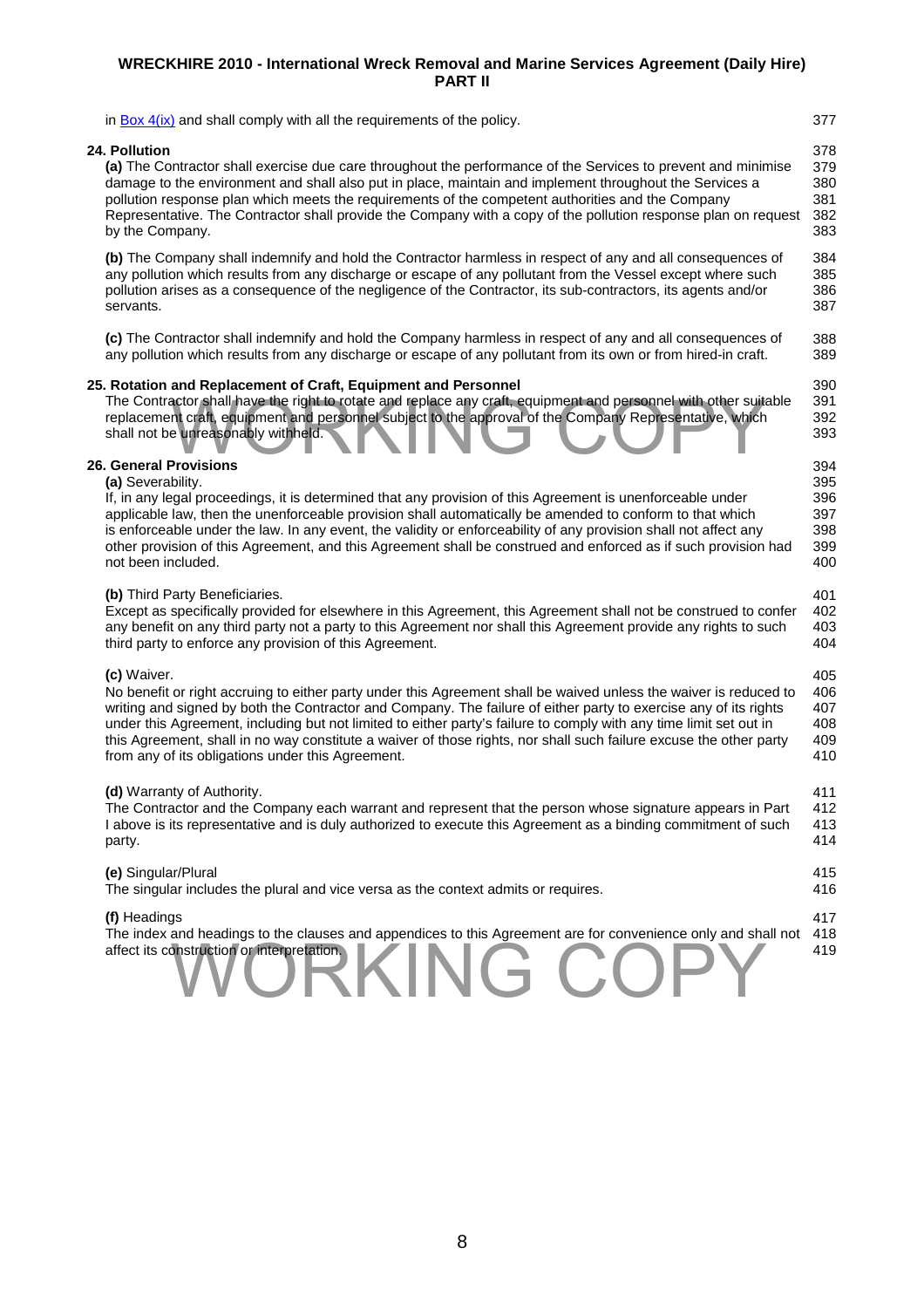in Box 4(ix) and shall comply with all the requirements of the policy.

**24. Pollution**

**(a)** The Contractor shall exercise due care throughout the performance of the Services to prevent and minimise damage to the environment and shall also put in place, maintain and implement throughout the Services a pollution response plan which meets the requirements of the competent authorities and the Company Representative. The Contractor shall provide the Company with a copy of the pollution response plan on request by the Company.

**(b)** The Company shall indemnify and hold the Contractor harmless in respect of any and all consequences of any pollution which results from any discharge or escape of any pollutant from the Vessel except where such pollution arises as a consequence of the negligence of the Contractor, its sub-contractors, its agents and/or servants.

**(c)** The Contractor shall indemnify and hold the Company harmless in respect of any and all consequences of any pollution which results from any discharge or escape of any pollutant from its own or from hired-in craft.

**25. Rotation and Replacement of Craft, Equipment and Personnel**

The Contractor shall have the right to rotate and replace any craft, equipment and personnel with other suitable replacement craft, equipment and personnel subject to the approval of the Company Representative, which shall not be unreasonably withheld.

**26. General Provisions**

**(a)** Severability.
If, in any legal proceedings, it is determined that any provision of this Agreement is unenforceable under applicable law, then the unenforceable provision shall automatically be amended to conform to that which is enforceable under the law. In any event, the validity or enforceability of any provision shall not affect any other provision of this Agreement, and this Agreement shall be construed and enforced as if such provision had not been included.

**(b)** Third Party Beneficiaries.
Except as specifically provided for elsewhere in this Agreement, this Agreement shall not be construed to confer any benefit on any third party not a party to this Agreement nor shall this Agreement provide any rights to such third party to enforce any provision of this Agreement.

**(c)** Waiver.
No benefit or right accruing to either party under this Agreement shall be waived unless the waiver is reduced to writing and signed by both the Contractor and Company. The failure of either party to exercise any of its rights under this Agreement, including but not limited to either party's failure to comply with any time limit set out in this Agreement, shall in no way constitute a waiver of those rights, nor shall such failure excuse the other party from any of its obligations under this Agreement.

**(d)** Warranty of Authority.
The Contractor and the Company each warrant and represent that the person whose signature appears in Part I above is its representative and is duly authorized to execute this Agreement as a binding commitment of such party.

**(e)** Singular/Plural
The singular includes the plural and vice versa as the context admits or requires.

**(f)** Headings
The index and headings to the clauses and appendices to this Agreement are for convenience only and shall not affect its construction or interpretation.